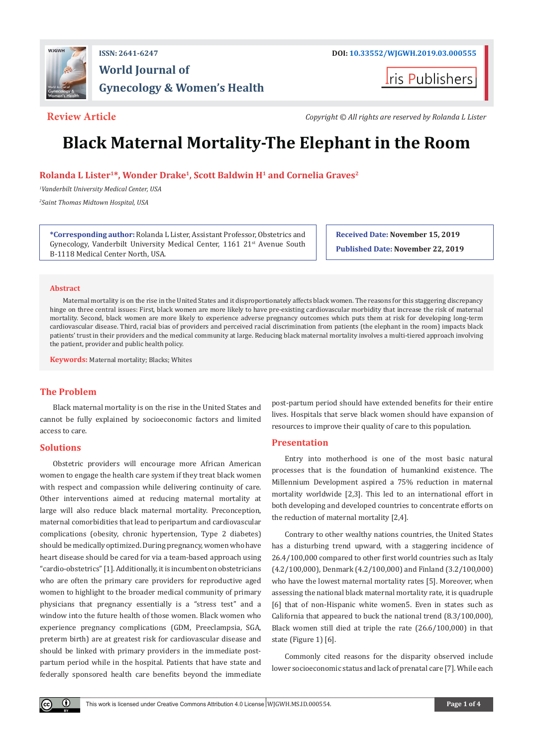ISSN: 2641-6247

DOI: 10.33552/WJGWH.2019.03.000555

**World Journal of Gynecology & Women's Health**

Iris Publishers

**Review Article**

*Copyright © All rights are reserved by Rolanda L Lister*

# Black Maternal Mortality-The Elephant in the Room

**Rolanda L Lister[1]\*, Wonder Drake[1], Scott Baldwin H[1] and Cornelia Graves[2]**

[1]*Vanderbilt University Medical Center, USA*

[2]*Saint Thomas Midtown Hospital, USA*

**\*Corresponding author:** Rolanda L Lister, Assistant Professor, Obstetrics and Gynecology, Vanderbilt University Medical Center, 1161 21st Avenue South B-1118 Medical Center North, USA.

**Received Date:** November 15, 2019

**Published Date:** November 22, 2019

## Abstract

Maternal mortality is on the rise in the United States and it disproportionately affects black women. The reasons for this staggering discrepancy hinge on three central issues: First, black women are more likely to have pre-existing cardiovascular morbidity that increase the risk of maternal mortality. Second, black women are more likely to experience adverse pregnancy outcomes which puts them at risk for developing long-term cardiovascular disease. Third, racial bias of providers and perceived racial discrimination from patients (the elephant in the room) impacts black patients' trust in their providers and the medical community at large. Reducing black maternal mortality involves a multi-tiered approach involving the patient, provider and public health policy.

**Keywords:** Maternal mortality; Blacks; Whites

## The Problem

Black maternal mortality is on the rise in the United States and cannot be fully explained by socioeconomic factors and limited access to care.

## Solutions

Obstetric providers will encourage more African American women to engage the health care system if they treat black women with respect and compassion while delivering continuity of care. Other interventions aimed at reducing maternal mortality at large will also reduce black maternal mortality. Preconception, maternal comorbidities that lead to peripartum and cardiovascular complications (obesity, chronic hypertension, Type 2 diabetes) should be medically optimized. During pregnancy, women who have heart disease should be cared for via a team-based approach using "cardio-obstetrics" [1]. Additionally, it is incumbent on obstetricians who are often the primary care providers for reproductive aged women to highlight to the broader medical community of primary physicians that pregnancy essentially is a "stress test" and a window into the future health of those women. Black women who experience pregnancy complications (GDM, Preeclampsia, SGA, preterm birth) are at greatest risk for cardiovascular disease and should be linked with primary providers in the immediate post-partum period while in the hospital. Patients that have state and federally sponsored health care benefits beyond the immediate post-partum period should have extended benefits for their entire lives. Hospitals that serve black women should have expansion of resources to improve their quality of care to this population.

## Presentation

Entry into motherhood is one of the most basic natural processes that is the foundation of humankind existence. The Millennium Development aspired a 75% reduction in maternal mortality worldwide [2,3]. This led to an international effort in both developing and developed countries to concentrate efforts on the reduction of maternal mortality [2,4].

Contrary to other wealthy nations countries, the United States has a disturbing trend upward, with a staggering incidence of 26.4/100,000 compared to other first world countries such as Italy (4.2/100,000), Denmark (4.2/100,000) and Finland (3.2/100,000) who have the lowest maternal mortality rates [5]. Moreover, when assessing the national black maternal mortality rate, it is quadruple [6] that of non-Hispanic white women5. Even in states such as California that appeared to buck the national trend (8.3/100,000), Black women still died at triple the rate (26.6/100,000) in that state (Figure 1) [6].

Commonly cited reasons for the disparity observed include lower socioeconomic status and lack of prenatal care [7]. While each

This work is licensed under Creative Commons Attribution 4.0 License WJGWH.MS.ID.000554.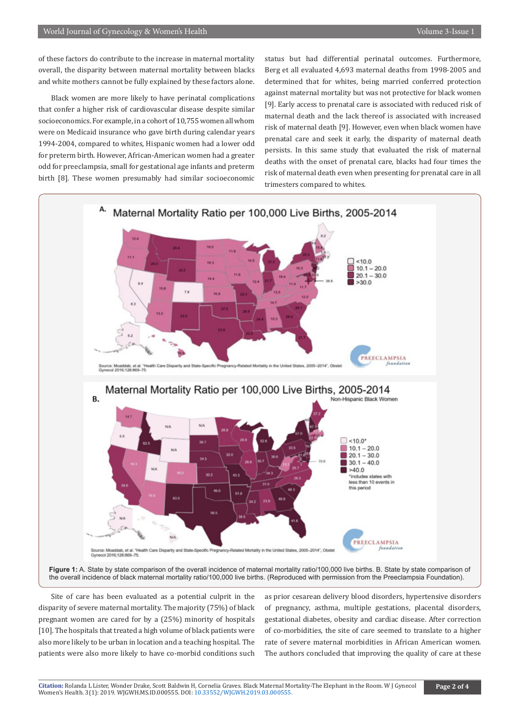of these factors do contribute to the increase in maternal mortality overall, the disparity between maternal mortality between blacks and white mothers cannot be fully explained by these factors alone.

Black women are more likely to have perinatal complications that confer a higher risk of cardiovascular disease despite similar socioeconomics. For example, in a cohort of 10,755 women all whom were on Medicaid insurance who gave birth during calendar years 1994-2004, compared to whites, Hispanic women had a lower odd for preterm birth. However, African-American women had a greater odd for preeclampsia, small for gestational age infants and preterm birth [8]. These women presumably had similar socioeconomic status but had differential perinatal outcomes. Furthermore, Berg et all evaluated 4,693 maternal deaths from 1998-2005 and determined that for whites, being married conferred protection against maternal mortality but was not protective for black women [9]. Early access to prenatal care is associated with reduced risk of maternal death and the lack thereof is associated with increased risk of maternal death [9]. However, even when black women have prenatal care and seek it early, the disparity of maternal death persists. In this same study that evaluated the risk of maternal deaths with the onset of prenatal care, blacks had four times the risk of maternal death even when presenting for prenatal care in all trimesters compared to whites.

**Figure 1:** A. State by state comparison of the overall incidence of maternal mortality ratio/100,000 live births. B. State by state comparison of the overall incidence of black maternal mortality ratio/100,000 live births. (Reproduced with permission from the Preeclampsia Foundation).

Site of care has been evaluated as a potential culprit in the disparity of severe maternal mortality. The majority (75%) of black pregnant women are cared for by a (25%) minority of hospitals [10]. The hospitals that treated a high volume of black patients were also more likely to be urban in location and a teaching hospital. The patients were also more likely to have co-morbid conditions such as prior cesarean delivery blood disorders, hypertensive disorders of pregnancy, asthma, multiple gestations, placental disorders, gestational diabetes, obesity and cardiac disease. After correction of co-morbidities, the site of care seemed to translate to a higher rate of severe maternal morbidities in African American women. The authors concluded that improving the quality of care at these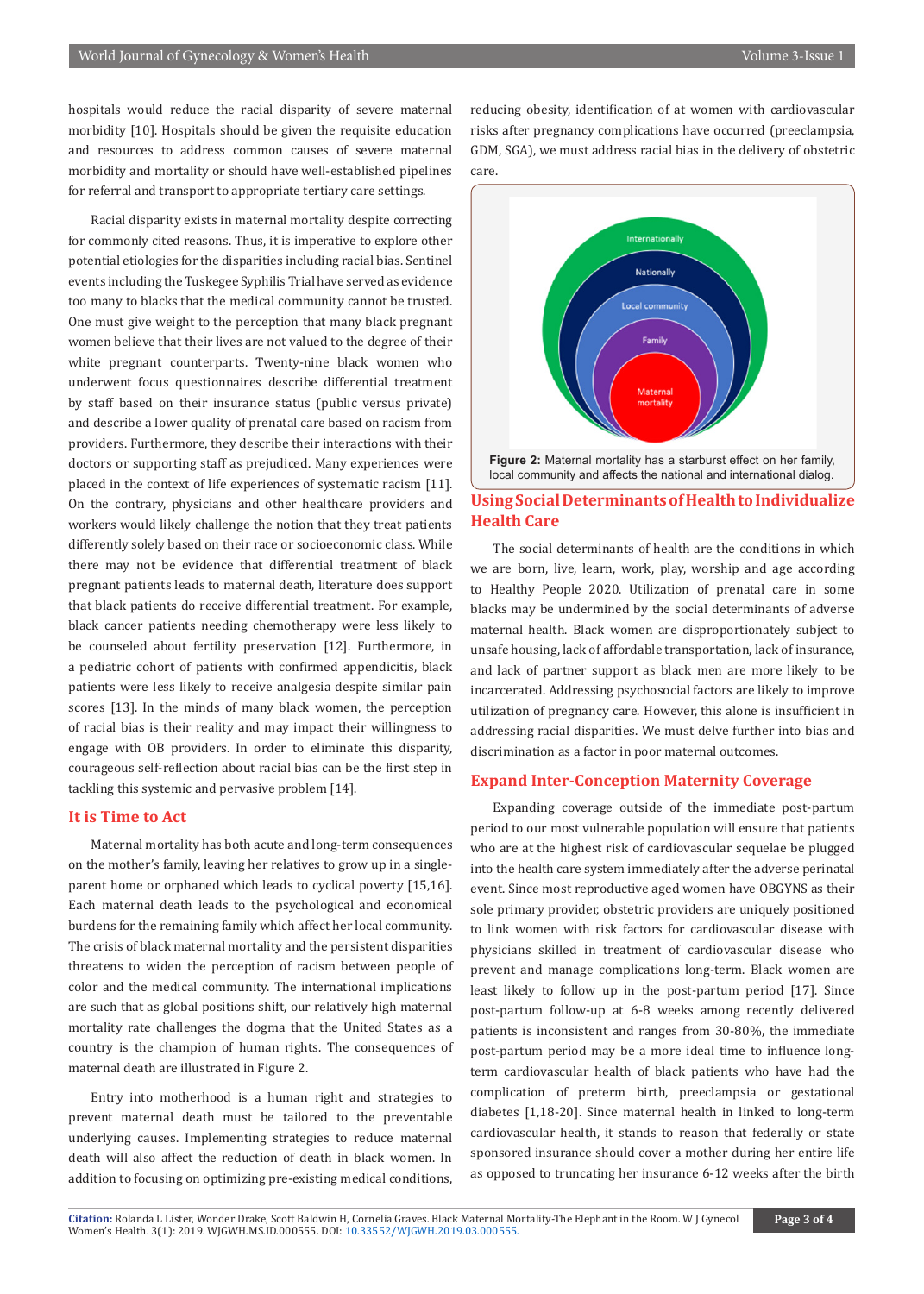hospitals would reduce the racial disparity of severe maternal morbidity [10]. Hospitals should be given the requisite education and resources to address common causes of severe maternal morbidity and mortality or should have well-established pipelines for referral and transport to appropriate tertiary care settings.

Racial disparity exists in maternal mortality despite correcting for commonly cited reasons. Thus, it is imperative to explore other potential etiologies for the disparities including racial bias. Sentinel events including the Tuskegee Syphilis Trial have served as evidence too many to blacks that the medical community cannot be trusted. One must give weight to the perception that many black pregnant women believe that their lives are not valued to the degree of their white pregnant counterparts. Twenty-nine black women who underwent focus questionnaires describe differential treatment by staff based on their insurance status (public versus private) and describe a lower quality of prenatal care based on racism from providers. Furthermore, they describe their interactions with their doctors or supporting staff as prejudiced. Many experiences were placed in the context of life experiences of systematic racism [11]. On the contrary, physicians and other healthcare providers and workers would likely challenge the notion that they treat patients differently solely based on their race or socioeconomic class. While there may not be evidence that differential treatment of black pregnant patients leads to maternal death, literature does support that black patients do receive differential treatment. For example, black cancer patients needing chemotherapy were less likely to be counseled about fertility preservation [12]. Furthermore, in a pediatric cohort of patients with confirmed appendicitis, black patients were less likely to receive analgesia despite similar pain scores [13]. In the minds of many black women, the perception of racial bias is their reality and may impact their willingness to engage with OB providers. In order to eliminate this disparity, courageous self-reflection about racial bias can be the first step in tackling this systemic and pervasive problem [14].

## It is Time to Act

Maternal mortality has both acute and long-term consequences on the mother's family, leaving her relatives to grow up in a single-parent home or orphaned which leads to cyclical poverty [15,16]. Each maternal death leads to the psychological and economical burdens for the remaining family which affect her local community. The crisis of black maternal mortality and the persistent disparities threatens to widen the perception of racism between people of color and the medical community. The international implications are such that as global positions shift, our relatively high maternal mortality rate challenges the dogma that the United States as a country is the champion of human rights. The consequences of maternal death are illustrated in Figure 2.

Entry into motherhood is a human right and strategies to prevent maternal death must be tailored to the preventable underlying causes. Implementing strategies to reduce maternal death will also affect the reduction of death in black women. In addition to focusing on optimizing pre-existing medical conditions, reducing obesity, identification of at women with cardiovascular risks after pregnancy complications have occurred (preeclampsia, GDM, SGA), we must address racial bias in the delivery of obstetric care.

**Figure 2:** Maternal mortality has a starburst effect on her family, local community and affects the national and international dialog.

## Using Social Determinants of Health to Individualize Health Care

The social determinants of health are the conditions in which we are born, live, learn, work, play, worship and age according to Healthy People 2020. Utilization of prenatal care in some blacks may be undermined by the social determinants of adverse maternal health. Black women are disproportionately subject to unsafe housing, lack of affordable transportation, lack of insurance, and lack of partner support as black men are more likely to be incarcerated. Addressing psychosocial factors are likely to improve utilization of pregnancy care. However, this alone is insufficient in addressing racial disparities. We must delve further into bias and discrimination as a factor in poor maternal outcomes.

## Expand Inter-Conception Maternity Coverage

Expanding coverage outside of the immediate post-partum period to our most vulnerable population will ensure that patients who are at the highest risk of cardiovascular sequelae be plugged into the health care system immediately after the adverse perinatal event. Since most reproductive aged women have OBGYNS as their sole primary provider, obstetric providers are uniquely positioned to link women with risk factors for cardiovascular disease with physicians skilled in treatment of cardiovascular disease who prevent and manage complications long-term. Black women are least likely to follow up in the post-partum period [17]. Since post-partum follow-up at 6-8 weeks among recently delivered patients is inconsistent and ranges from 30-80%, the immediate post-partum period may be a more ideal time to influence long-term cardiovascular health of black patients who have had the complication of preterm birth, preeclampsia or gestational diabetes [1,18-20]. Since maternal health in linked to long-term cardiovascular health, it stands to reason that federally or state sponsored insurance should cover a mother during her entire life as opposed to truncating her insurance 6-12 weeks after the birth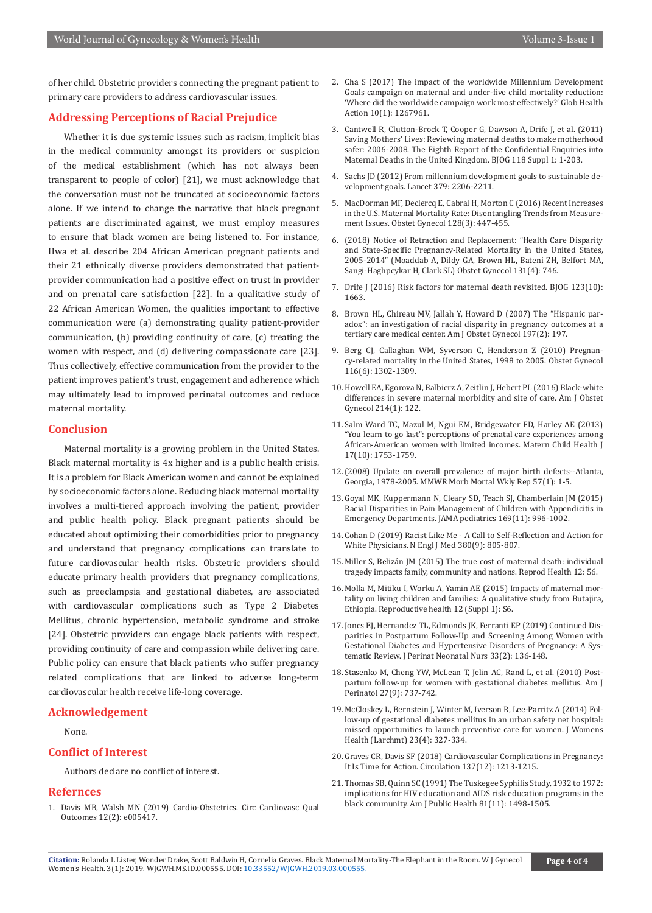of her child. Obstetric providers connecting the pregnant patient to primary care providers to address cardiovascular issues.

## Addressing Perceptions of Racial Prejudice

Whether it is due systemic issues such as racism, implicit bias in the medical community amongst its providers or suspicion of the medical establishment (which has not always been transparent to people of color) [21], we must acknowledge that the conversation must not be truncated at socioeconomic factors alone. If we intend to change the narrative that black pregnant patients are discriminated against, we must employ measures to ensure that black women are being listened to. For instance, Hwa et al. describe 204 African American pregnant patients and their 21 ethnically diverse providers demonstrated that patient-provider communication had a positive effect on trust in provider and on prenatal care satisfaction [22]. In a qualitative study of 22 African American Women, the qualities important to effective communication were (a) demonstrating quality patient-provider communication, (b) providing continuity of care, (c) treating the women with respect, and (d) delivering compassionate care [23]. Thus collectively, effective communication from the provider to the patient improves patient's trust, engagement and adherence which may ultimately lead to improved perinatal outcomes and reduce maternal mortality.

## Conclusion

Maternal mortality is a growing problem in the United States. Black maternal mortality is 4x higher and is a public health crisis. It is a problem for Black American women and cannot be explained by socioeconomic factors alone. Reducing black maternal mortality involves a multi-tiered approach involving the patient, provider and public health policy. Black pregnant patients should be educated about optimizing their comorbidities prior to pregnancy and understand that pregnancy complications can translate to future cardiovascular health risks. Obstetric providers should educate primary health providers that pregnancy complications, such as preeclampsia and gestational diabetes, are associated with cardiovascular complications such as Type 2 Diabetes Mellitus, chronic hypertension, metabolic syndrome and stroke [24]. Obstetric providers can engage black patients with respect, providing continuity of care and compassion while delivering care. Public policy can ensure that black patients who suffer pregnancy related complications that are linked to adverse long-term cardiovascular health receive life-long coverage.

## Acknowledgement

None.

## Conflict of Interest

Authors declare no conflict of interest.

## Refernces

1. Davis MB, Walsh MN (2019) Cardio-Obstetrics. Circ Cardiovasc Qual Outcomes 12(2): e005417.
2. Cha S (2017) The impact of the worldwide Millennium Development Goals campaign on maternal and under-five child mortality reduction: 'Where did the worldwide campaign work most effectively?' Glob Health Action 10(1): 1267961.
3. Cantwell R, Clutton-Brock T, Cooper G, Dawson A, Drife J, et al. (2011) Saving Mothers' Lives: Reviewing maternal deaths to make motherhood safer: 2006-2008. The Eighth Report of the Confidential Enquiries into Maternal Deaths in the United Kingdom. BJOG 118 Suppl 1: 1-203.
4. Sachs JD (2012) From millennium development goals to sustainable development goals. Lancet 379: 2206-2211.
5. MacDorman MF, Declercq E, Cabral H, Morton C (2016) Recent Increases in the U.S. Maternal Mortality Rate: Disentangling Trends from Measurement Issues. Obstet Gynecol 128(3): 447-455.
6. (2018) Notice of Retraction and Replacement: "Health Care Disparity and State-Specific Pregnancy-Related Mortality in the United States, 2005-2014" (Moaddab A, Dildy GA, Brown HL, Bateni ZH, Belfort MA, Sangi-Haghpeykar H, Clark SL) Obstet Gynecol 131(4): 746.
7. Drife J (2016) Risk factors for maternal death revisited. BJOG 123(10): 1663.
8. Brown HL, Chireau MV, Jallah Y, Howard D (2007) The "Hispanic paradox": an investigation of racial disparity in pregnancy outcomes at a tertiary care medical center. Am J Obstet Gynecol 197(2): 197.
9. Berg CJ, Callaghan WM, Syverson C, Henderson Z (2010) Pregnancy-related mortality in the United States, 1998 to 2005. Obstet Gynecol 116(6): 1302-1309.
10. Howell EA, Egorova N, Balbierz A, Zeitlin J, Hebert PL (2016) Black-white differences in severe maternal morbidity and site of care. Am J Obstet Gynecol 214(1): 122.
11. Salm Ward TC, Mazul M, Ngui EM, Bridgewater FD, Harley AE (2013) "You learn to go last": perceptions of prenatal care experiences among African-American women with limited incomes. Matern Child Health J 17(10): 1753-1759.
12. (2008) Update on overall prevalence of major birth defects--Atlanta, Georgia, 1978-2005. MMWR Morb Mortal Wkly Rep 57(1): 1-5.
13. Goyal MK, Kuppermann N, Cleary SD, Teach SJ, Chamberlain JM (2015) Racial Disparities in Pain Management of Children with Appendicitis in Emergency Departments. JAMA pediatrics 169(11): 996-1002.
14. Cohan D (2019) Racist Like Me - A Call to Self-Reflection and Action for White Physicians. N Engl J Med 380(9): 805-807.
15. Miller S, Belizán JM (2015) The true cost of maternal death: individual tragedy impacts family, community and nations. Reprod Health 12: 56.
16. Molla M, Mitiku I, Worku A, Yamin AE (2015) Impacts of maternal mortality on living children and families: A qualitative study from Butajira, Ethiopia. Reproductive health 12 (Suppl 1): S6.
17. Jones EJ, Hernandez TL, Edmonds JK, Ferranti EP (2019) Continued Disparities in Postpartum Follow-Up and Screening Among Women with Gestational Diabetes and Hypertensive Disorders of Pregnancy: A Systematic Review. J Perinat Neonatal Nurs 33(2): 136-148.
18. Stasenko M, Cheng YW, McLean T, Jelin AC, Rand L, et al. (2010) Postpartum follow-up for women with gestational diabetes mellitus. Am J Perinatol 27(9): 737-742.
19. McCloskey L, Bernstein J, Winter M, Iverson R, Lee-Parritz A (2014) Follow-up of gestational diabetes mellitus in an urban safety net hospital: missed opportunities to launch preventive care for women. J Womens Health (Larchmt) 23(4): 327-334.
20. Graves CR, Davis SF (2018) Cardiovascular Complications in Pregnancy: It Is Time for Action. Circulation 137(12): 1213-1215.
21. Thomas SB, Quinn SC (1991) The Tuskegee Syphilis Study, 1932 to 1972: implications for HIV education and AIDS risk education programs in the black community. Am J Public Health 81(11): 1498-1505.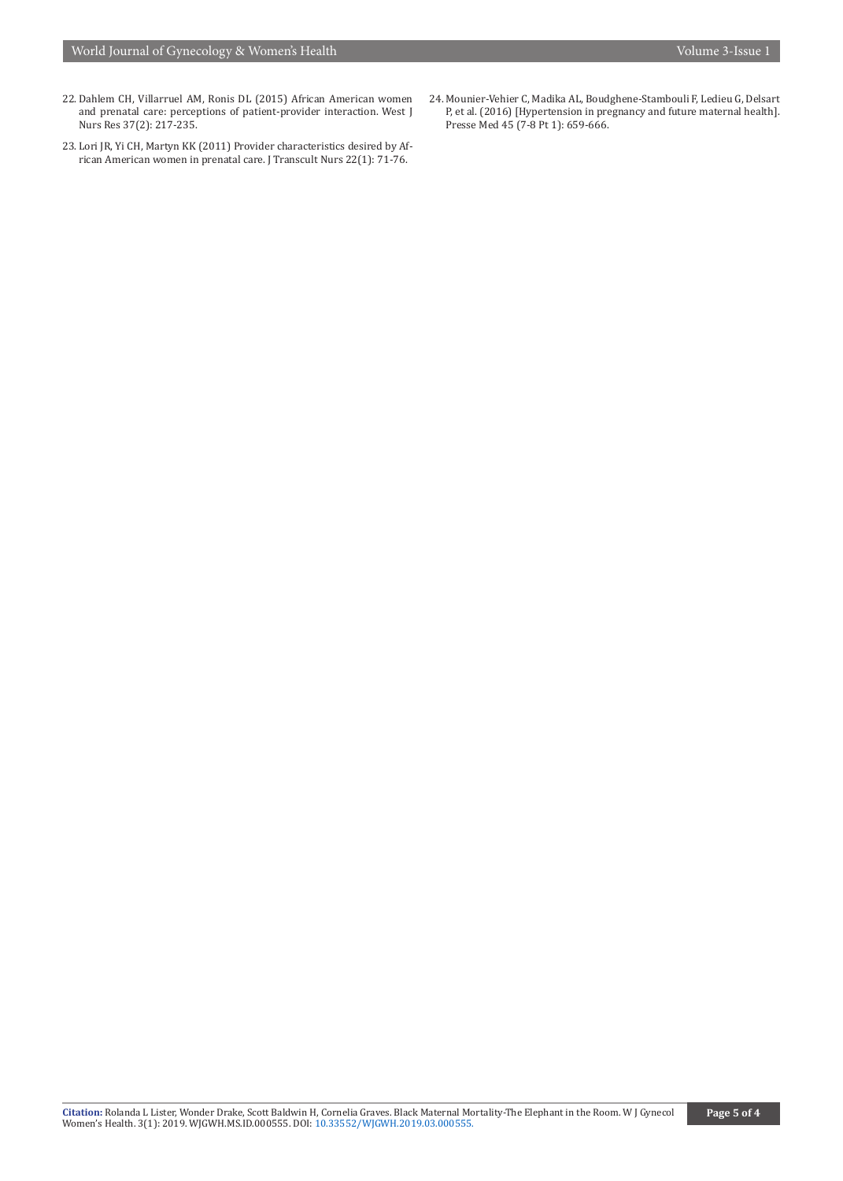22. Dahlem CH, Villarruel AM, Ronis DL (2015) African American women and prenatal care: perceptions of patient-provider interaction. West J Nurs Res 37(2): 217-235.
23. Lori JR, Yi CH, Martyn KK (2011) Provider characteristics desired by African American women in prenatal care. J Transcult Nurs 22(1): 71-76.
24. Mounier-Vehier C, Madika AL, Boudghene-Stambouli F, Ledieu G, Delsart P, et al. (2016) [Hypertension in pregnancy and future maternal health]. Presse Med 45 (7-8 Pt 1): 659-666.